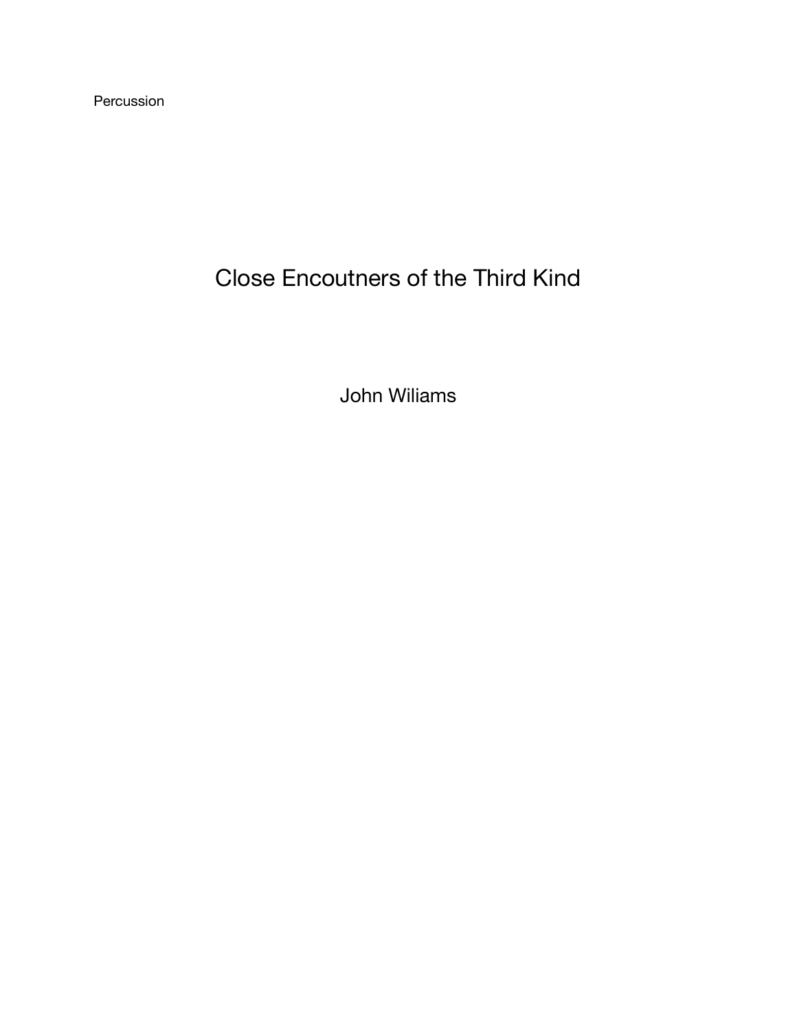Percussion

# Close Encoutners of the Third Kind

John Wiliams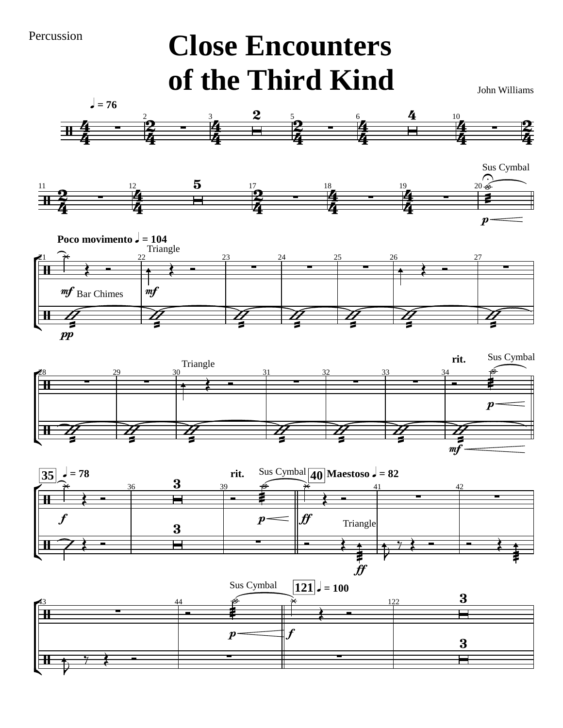Percussion

# Close Encounters of the Third Kind

John Williams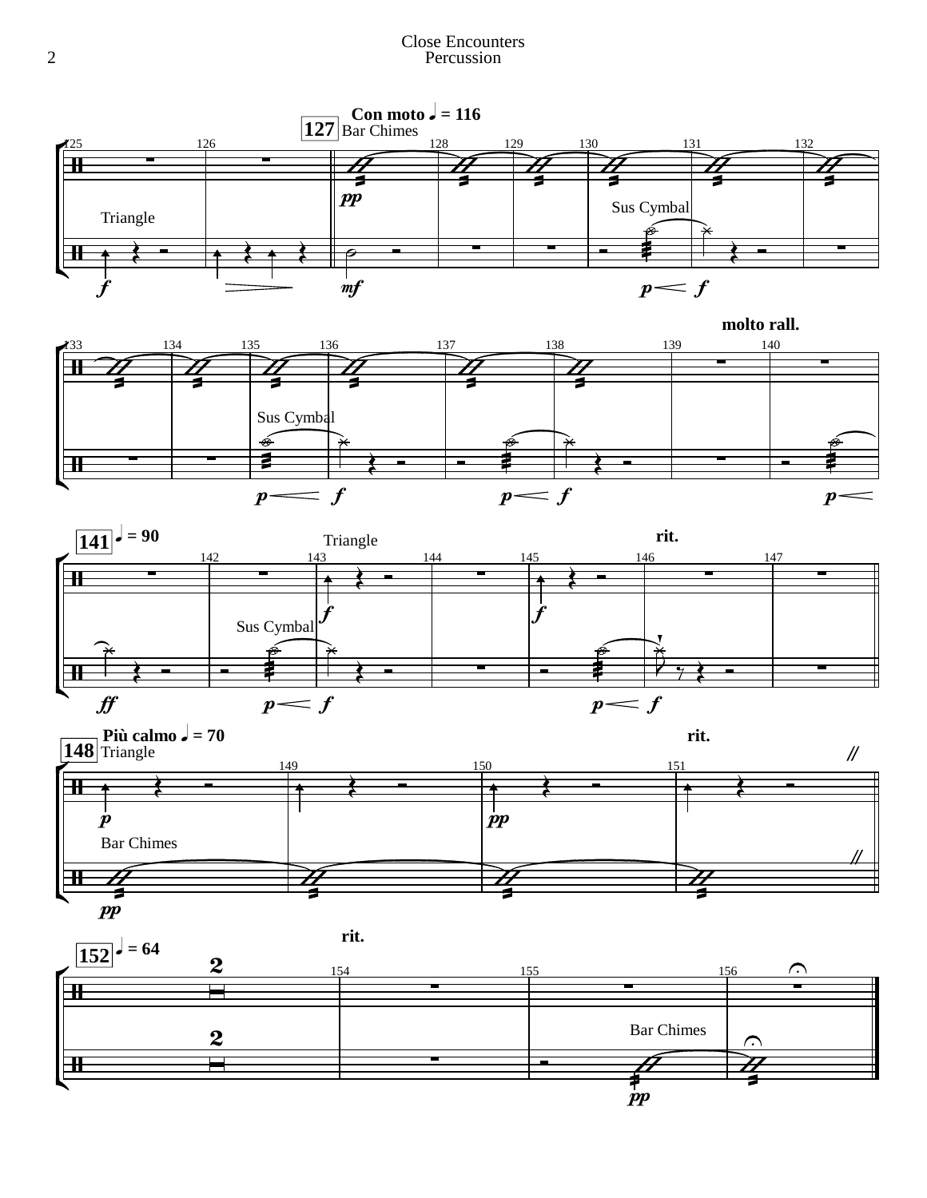**127** Con moto ♩ = 116

Bar Chimes

Triangle

*f* *pp* *mf*

Sus Cymbal

*p* *f*

molto rall.

Sus Cymbal

*p* *f* *p* *f* *p*

**141** ♩ = 90

Triangle

rit.

*ff* *f* *f*

Sus Cymbal

*p* *f* *p* *f*

**148** Più calmo ♩ = 70

Triangle

rit.

*p* *pp*

Bar Chimes

*pp*

**152** ♩ = 64

rit.

Bar Chimes

*pp*